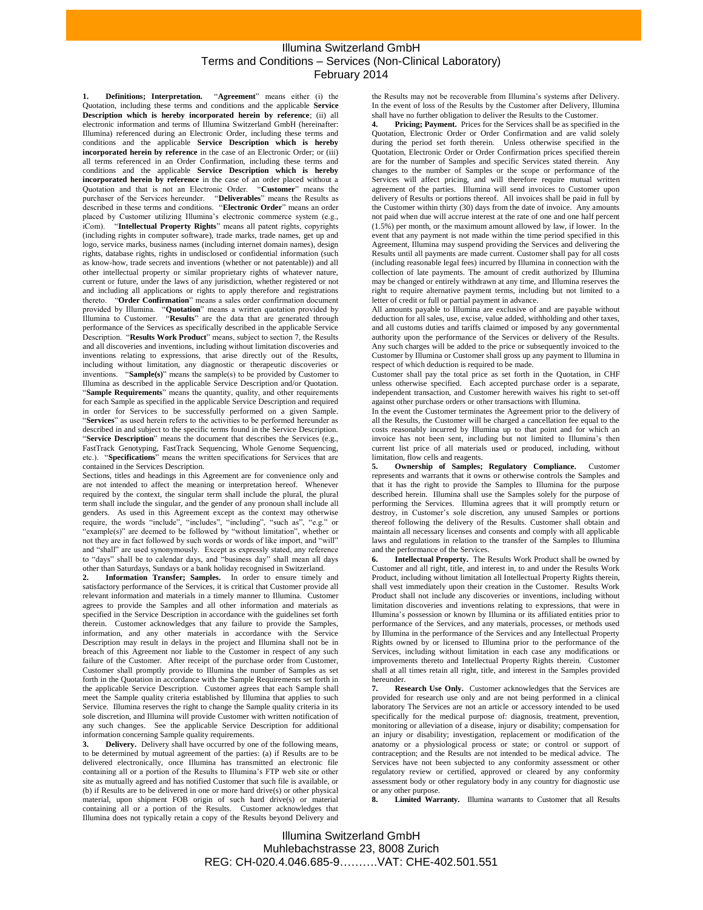# Illumina Switzerland GmbH
## Terms and Conditions – Services (Non-Clinical Laboratory)
### February 2014

**1. Definitions; Interpretation.** "**Agreement**" means either (i) the Quotation, including these terms and conditions and the applicable **Service Description which is hereby incorporated herein by reference**; (ii) all electronic information and terms of Illumina Switzerland GmbH (hereinafter: Illumina) referenced during an Electronic Order, including these terms and conditions and the applicable **Service Description which is hereby incorporated herein by reference** in the case of an Electronic Order; or (iii) all terms referenced in an Order Confirmation, including these terms and conditions and the applicable **Service Description which is hereby incorporated herein by reference** in the case of an order placed without a Quotation and that is not an Electronic Order. "**Customer**" means the purchaser of the Services hereunder. "**Deliverables**" means the Results as described in these terms and conditions. "**Electronic Order**" means an order placed by Customer utilizing Illumina's electronic commerce system (e.g., iCom). "**Intellectual Property Rights**" means all patent rights, copyrights (including rights in computer software), trade marks, trade names, get up and logo, service marks, business names (including internet domain names), design rights, database rights, rights in undisclosed or confidential information (such as know-how, trade secrets and inventions (whether or not patentable)) and all other intellectual property or similar proprietary rights of whatever nature, current or future, under the laws of any jurisdiction, whether registered or not and including all applications or rights to apply therefore and registrations thereto. "**Order Confirmation**" means a sales order confirmation document provided by Illumina. "**Quotation**" means a written quotation provided by Illumina to Customer. "**Results**" are the data that are generated through performance of the Services as specifically described in the applicable Service Description. "**Results Work Product**" means, subject to section 7, the Results and all discoveries and inventions, including without limitation discoveries and inventions relating to expressions, that arise directly out of the Results, including without limitation, any diagnostic or therapeutic discoveries or inventions. "**Sample(s)**" means the sample(s) to be provided by Customer to Illumina as described in the applicable Service Description and/or Quotation. "**Sample Requirements**" means the quantity, quality, and other requirements for each Sample as specified in the applicable Service Description and required in order for Services to be successfully performed on a given Sample. "**Services**" as used herein refers to the activities to be performed hereunder as described in and subject to the specific terms found in the Service Description. "**Service Description**" means the document that describes the Services (e.g., FastTrack Genotyping, FastTrack Sequencing, Whole Genome Sequencing, etc.). "**Specifications**" means the written specifications for Services that are contained in the Services Description.

Sections, titles and headings in this Agreement are for convenience only and are not intended to affect the meaning or interpretation hereof. Whenever required by the context, the singular term shall include the plural, the plural term shall include the singular, and the gender of any pronoun shall include all genders. As used in this Agreement except as the context may otherwise require, the words "include", "includes", "including", "such as", "e.g." or "example(s)" are deemed to be followed by "without limitation", whether or not they are in fact followed by such words or words of like import, and "will" and "shall" are used synonymously. Except as expressly stated, any reference to "days" shall be to calendar days, and "business day" shall mean all days other than Saturdays, Sundays or a bank holiday recognised in Switzerland.

**2. Information Transfer; Samples.** In order to ensure timely and satisfactory performance of the Services, it is critical that Customer provide all relevant information and materials in a timely manner to Illumina. Customer agrees to provide the Samples and all other information and materials as specified in the Service Description in accordance with the guidelines set forth therein. Customer acknowledges that any failure to provide the Samples, information, and any other materials in accordance with the Service Description may result in delays in the project and Illumina shall not be in breach of this Agreement nor liable to the Customer in respect of any such failure of the Customer. After receipt of the purchase order from Customer, Customer shall promptly provide to Illumina the number of Samples as set forth in the Quotation in accordance with the Sample Requirements set forth in the applicable Service Description. Customer agrees that each Sample shall meet the Sample quality criteria established by Illumina that applies to such Service. Illumina reserves the right to change the Sample quality criteria in its sole discretion, and Illumina will provide Customer with written notification of any such changes. See the applicable Service Description for additional information concerning Sample quality requirements.

**3. Delivery.** Delivery shall have occurred by one of the following means, to be determined by mutual agreement of the parties: (a) if Results are to be delivered electronically, once Illumina has transmitted an electronic file containing all or a portion of the Results to Illumina's FTP web site or other site as mutually agreed and has notified Customer that such file is available, or (b) if Results are to be delivered in one or more hard drive(s) or other physical material, upon shipment FOB origin of such hard drive(s) or material containing all or a portion of the Results. Customer acknowledges that Illumina does not typically retain a copy of the Results beyond Delivery and the Results may not be recoverable from Illumina's systems after Delivery. In the event of loss of the Results by the Customer after Delivery, Illumina shall have no further obligation to deliver the Results to the Customer.

**4. Pricing; Payment.** Prices for the Services shall be as specified in the Quotation, Electronic Order or Order Confirmation and are valid solely during the period set forth therein. Unless otherwise specified in the Quotation, Electronic Order or Order Confirmation prices specified therein are for the number of Samples and specific Services stated therein. Any changes to the number of Samples or the scope or performance of the Services will affect pricing, and will therefore require mutual written agreement of the parties. Illumina will send invoices to Customer upon delivery of Results or portions thereof. All invoices shall be paid in full by the Customer within thirty (30) days from the date of invoice. Any amounts not paid when due will accrue interest at the rate of one and one half percent (1.5%) per month, or the maximum amount allowed by law, if lower. In the event that any payment is not made within the time period specified in this Agreement, Illumina may suspend providing the Services and delivering the Results until all payments are made current. Customer shall pay for all costs (including reasonable legal fees) incurred by Illumina in connection with the collection of late payments. The amount of credit authorized by Illumina may be changed or entirely withdrawn at any time, and Illumina reserves the right to require alternative payment terms, including but not limited to a letter of credit or full or partial payment in advance.

All amounts payable to Illumina are exclusive of and are payable without deduction for all sales, use, excise, value added, withholding and other taxes, and all customs duties and tariffs claimed or imposed by any governmental authority upon the performance of the Services or delivery of the Results. Any such charges will be added to the price or subsequently invoiced to the Customer by Illumina or Customer shall gross up any payment to Illumina in respect of which deduction is required to be made.

Customer shall pay the total price as set forth in the Quotation, in CHF unless otherwise specified. Each accepted purchase order is a separate, independent transaction, and Customer herewith waives his right to set-off against other purchase orders or other transactions with Illumina.

In the event the Customer terminates the Agreement prior to the delivery of all the Results, the Customer will be charged a cancellation fee equal to the costs reasonably incurred by Illumina up to that point and for which an invoice has not been sent, including but not limited to Illumina's then current list price of all materials used or produced, including, without limitation, flow cells and reagents.

**5. Ownership of Samples; Regulatory Compliance.** Customer represents and warrants that it owns or otherwise controls the Samples and that it has the right to provide the Samples to Illumina for the purpose described herein. Illumina shall use the Samples solely for the purpose of performing the Services. Illumina agrees that it will promptly return or destroy, in Customer's sole discretion, any unused Samples or portions thereof following the delivery of the Results. Customer shall obtain and maintain all necessary licenses and consents and comply with all applicable laws and regulations in relation to the transfer of the Samples to Illumina and the performance of the Services.

**6. Intellectual Property.** The Results Work Product shall be owned by Customer and all right, title, and interest in, to and under the Results Work Product, including without limitation all Intellectual Property Rights therein, shall vest immediately upon their creation in the Customer. Results Work Product shall not include any discoveries or inventions, including without limitation discoveries and inventions relating to expressions, that were in Illumina's possession or known by Illumina or its affiliated entities prior to performance of the Services, and any materials, processes, or methods used by Illumina in the performance of the Services and any Intellectual Property Rights owned by or licensed to Illumina prior to the performance of the Services, including without limitation in each case any modifications or improvements thereto and Intellectual Property Rights therein. Customer shall at all times retain all right, title, and interest in the Samples provided hereunder.

**7. Research Use Only.** Customer acknowledges that the Services are provided for research use only and are not being performed in a clinical laboratory The Services are not an article or accessory intended to be used specifically for the medical purpose of: diagnosis, treatment, prevention, monitoring or alleviation of a disease, injury or disability; compensation for an injury or disability; investigation, replacement or modification of the anatomy or a physiological process or state; or control or support of contraception; and the Results are not intended to be medical advice. The Services have not been subjected to any conformity assessment or other regulatory review or certified, approved or cleared by any conformity assessment body or other regulatory body in any country for diagnostic use or any other purpose.

**8. Limited Warranty.** Illumina warrants to Customer that all Results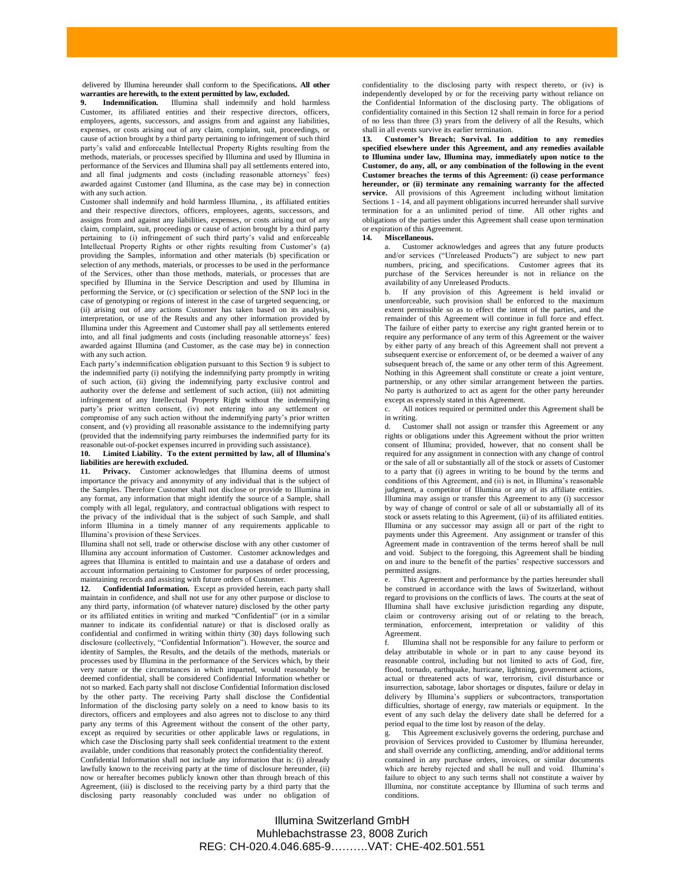delivered by Illumina hereunder shall conform to the Specifications**. All other warranties are herewith, to the extent permitted by law, excluded.**

**9. Indemnification.** Illumina shall indemnify and hold harmless Customer, its affiliated entities and their respective directors, officers, employees, agents, successors, and assigns from and against any liabilities, expenses, or costs arising out of any claim, complaint, suit, proceedings, or cause of action brought by a third party pertaining to infringement of such third party's valid and enforceable Intellectual Property Rights resulting from the methods, materials, or processes specified by Illumina and used by Illumina in performance of the Services and Illumina shall pay all settlements entered into, and all final judgments and costs (including reasonable attorneys' fees) awarded against Customer (and Illumina, as the case may be) in connection with any such action.

Customer shall indemnify and hold harmless Illumina, , its affiliated entities and their respective directors, officers, employees, agents, successors, and assigns from and against any liabilities, expenses, or costs arising out of any claim, complaint, suit, proceedings or cause of action brought by a third party pertaining to (i) infringement of such third party's valid and enforceable Intellectual Property Rights or other rights resulting from Customer's (a) providing the Samples, information and other materials (b) specification or selection of any methods, materials, or processes to be used in the performance of the Services, other than those methods, materials, or processes that are specified by Illumina in the Service Description and used by Illumina in performing the Service, or (c) specification or selection of the SNP loci in the case of genotyping or regions of interest in the case of targeted sequencing, or (ii) arising out of any actions Customer has taken based on its analysis, interpretation, or use of the Results and any other information provided by Illumina under this Agreement and Customer shall pay all settlements entered into, and all final judgments and costs (including reasonable attorneys' fees) awarded against Illumina (and Customer, as the case may be) in connection with any such action.

Each party's indemnification obligation pursuant to this Section 9 is subject to the indemnified party (i) notifying the indemnifying party promptly in writing of such action, (ii) giving the indemnifying party exclusive control and authority over the defense and settlement of such action, (iii) not admitting infringement of any Intellectual Property Right without the indemnifying party's prior written consent, (iv) not entering into any settlement or compromise of any such action without the indemnifying party's prior written consent, and (v) providing all reasonable assistance to the indemnifying party (provided that the indemnifying party reimburses the indemnified party for its reasonable out-of-pocket expenses incurred in providing such assistance).

**10. Limited Liability. To the extent permitted by law, all of Illumina's liabilities are herewith excluded.**

**11. Privacy.** Customer acknowledges that Illumina deems of utmost importance the privacy and anonymity of any individual that is the subject of the Samples. Therefore Customer shall not disclose or provide to Illumina in any format, any information that might identify the source of a Sample, shall comply with all legal, regulatory, and contractual obligations with respect to the privacy of the individual that is the subject of such Sample, and shall inform Illumina in a timely manner of any requirements applicable to Illumina's provision of these Services.

Illumina shall not sell, trade or otherwise disclose with any other customer of Illumina any account information of Customer. Customer acknowledges and agrees that Illumina is entitled to maintain and use a database of orders and account information pertaining to Customer for purposes of order processing, maintaining records and assisting with future orders of Customer.

**12. Confidential Information.** Except as provided herein, each party shall maintain in confidence, and shall not use for any other purpose or disclose to any third party, information (of whatever nature) disclosed by the other party or its affiliated entities in writing and marked "Confidential" (or in a similar manner to indicate its confidential nature) or that is disclosed orally as confidential and confirmed in writing within thirty (30) days following such disclosure (collectively, "Confidential Information"). However, the source and identity of Samples, the Results, and the details of the methods, materials or processes used by Illumina in the performance of the Services which, by their very nature or the circumstances in which imparted, would reasonably be deemed confidential, shall be considered Confidential Information whether or not so marked. Each party shall not disclose Confidential Information disclosed by the other party. The receiving Party shall disclose the Confidential Information of the disclosing party solely on a need to know basis to its directors, officers and employees and also agrees not to disclose to any third party any terms of this Agreement without the consent of the other party, except as required by securities or other applicable laws or regulations, in which case the Disclosing party shall seek confidential treatment to the extent available, under conditions that reasonably protect the confidentiality thereof.

Confidential Information shall not include any information that is: (i) already lawfully known to the receiving party at the time of disclosure hereunder, (ii) now or hereafter becomes publicly known other than through breach of this Agreement, (iii) is disclosed to the receiving party by a third party that the disclosing party reasonably concluded was under no obligation of confidentiality to the disclosing party with respect thereto, or (iv) is independently developed by or for the receiving party without reliance on the Confidential Information of the disclosing party. The obligations of confidentiality contained in this Section 12 shall remain in force for a period of no less than three (3) years from the delivery of all the Results, which shall in all events survive its earlier termination.

**13. Customer's Breach; Survival. In addition to any remedies specified elsewhere under this Agreement, and any remedies available to Illumina under law, Illumina may, immediately upon notice to the Customer, do any, all, or any combination of the following in the event Customer breaches the terms of this Agreement: (i) cease performance hereunder, or (ii) terminate any remaining warranty for the affected service.** All provisions of this Agreement including without limitation Sections 1 - 14, and all payment obligations incurred hereunder shall survive termination for a an unlimited period of time. All other rights and obligations of the parties under this Agreement shall cease upon termination or expiration of this Agreement.

**14. Miscellaneous.**

a. Customer acknowledges and agrees that any future products and/or services ("Unreleased Products") are subject to new part numbers, pricing, and specifications. Customer agrees that its purchase of the Services hereunder is not in reliance on the availability of any Unreleased Products.

b. If any provision of this Agreement is held invalid or unenforceable, such provision shall be enforced to the maximum extent permissible so as to effect the intent of the parties, and the remainder of this Agreement will continue in full force and effect. The failure of either party to exercise any right granted herein or to require any performance of any term of this Agreement or the waiver by either party of any breach of this Agreement shall not prevent a subsequent exercise or enforcement of, or be deemed a waiver of any subsequent breach of, the same or any other term of this Agreement. Nothing in this Agreement shall constitute or create a joint venture, partnership, or any other similar arrangement between the parties. No party is authorized to act as agent for the other party hereunder except as expressly stated in this Agreement.

c. All notices required or permitted under this Agreement shall be in writing.

d. Customer shall not assign or transfer this Agreement or any rights or obligations under this Agreement without the prior written consent of Illumina; provided, however, that no consent shall be required for any assignment in connection with any change of control or the sale of all or substantially all of the stock or assets of Customer to a party that (i) agrees in writing to be bound by the terms and conditions of this Agreement, and (ii) is not, in Illumina's reasonable judgment, a competitor of Illumina or any of its affiliate entities. Illumina may assign or transfer this Agreement to any (i) successor by way of change of control or sale of all or substantially all of its stock or assets relating to this Agreement, (ii) of its affiliated entities. Illumina or any successor may assign all or part of the right to payments under this Agreement. Any assignment or transfer of this Agreement made in contravention of the terms hereof shall be null and void. Subject to the foregoing, this Agreement shall be binding on and inure to the benefit of the parties' respective successors and permitted assigns.

e. This Agreement and performance by the parties hereunder shall be construed in accordance with the laws of Switzerland, without regard to provisions on the conflicts of laws. The courts at the seat of Illumina shall have exclusive jurisdiction regarding any dispute, claim or controversy arising out of or relating to the breach, termination, enforcement, interpretation or validity of this Agreement.

f. Illumina shall not be responsible for any failure to perform or delay attributable in whole or in part to any cause beyond its reasonable control, including but not limited to acts of God, fire, flood, tornado, earthquake, hurricane, lightning, government actions, actual or threatened acts of war, terrorism, civil disturbance or insurrection, sabotage, labor shortages or disputes, failure or delay in delivery by Illumina's suppliers or subcontractors, transportation difficulties, shortage of energy, raw materials or equipment. In the event of any such delay the delivery date shall be deferred for a period equal to the time lost by reason of the delay.

g. This Agreement exclusively governs the ordering, purchase and provision of Services provided to Customer by Illumina hereunder, and shall override any conflicting, amending, and/or additional terms contained in any purchase orders, invoices, or similar documents which are hereby rejected and shall be null and void. Illumina's failure to object to any such terms shall not constitute a waiver by Illumina, nor constitute acceptance by Illumina of such terms and conditions.